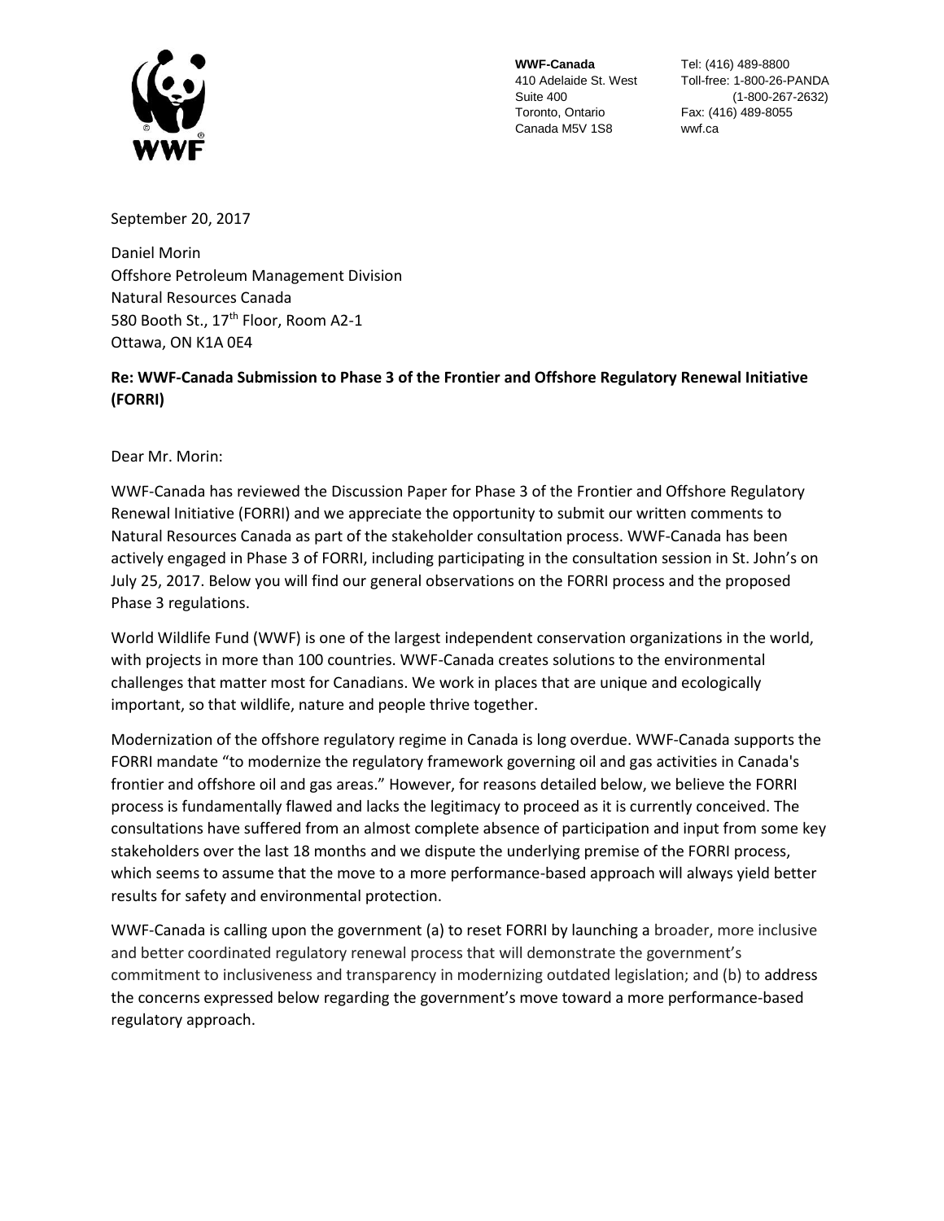**WWF-Canada**
410 Adelaide St. West
Suite 400
Toronto, Ontario
Canada M5V 1S8

Tel: (416) 489-8800
Toll-free: 1-800-26-PANDA
(1-800-267-2632)
Fax: (416) 489-8055
wwf.ca

September 20, 2017

Daniel Morin
Offshore Petroleum Management Division
Natural Resources Canada
580 Booth St., 17th Floor, Room A2-1
Ottawa, ON K1A 0E4

**Re: WWF-Canada Submission to Phase 3 of the Frontier and Offshore Regulatory Renewal Initiative (FORRI)**

Dear Mr. Morin:

WWF-Canada has reviewed the Discussion Paper for Phase 3 of the Frontier and Offshore Regulatory Renewal Initiative (FORRI) and we appreciate the opportunity to submit our written comments to Natural Resources Canada as part of the stakeholder consultation process. WWF-Canada has been actively engaged in Phase 3 of FORRI, including participating in the consultation session in St. John's on July 25, 2017. Below you will find our general observations on the FORRI process and the proposed Phase 3 regulations.

World Wildlife Fund (WWF) is one of the largest independent conservation organizations in the world, with projects in more than 100 countries. WWF-Canada creates solutions to the environmental challenges that matter most for Canadians. We work in places that are unique and ecologically important, so that wildlife, nature and people thrive together.

Modernization of the offshore regulatory regime in Canada is long overdue. WWF-Canada supports the FORRI mandate "to modernize the regulatory framework governing oil and gas activities in Canada's frontier and offshore oil and gas areas." However, for reasons detailed below, we believe the FORRI process is fundamentally flawed and lacks the legitimacy to proceed as it is currently conceived. The consultations have suffered from an almost complete absence of participation and input from some key stakeholders over the last 18 months and we dispute the underlying premise of the FORRI process, which seems to assume that the move to a more performance-based approach will always yield better results for safety and environmental protection.

WWF-Canada is calling upon the government (a) to reset FORRI by launching a broader, more inclusive and better coordinated regulatory renewal process that will demonstrate the government's commitment to inclusiveness and transparency in modernizing outdated legislation; and (b) to address the concerns expressed below regarding the government's move toward a more performance-based regulatory approach.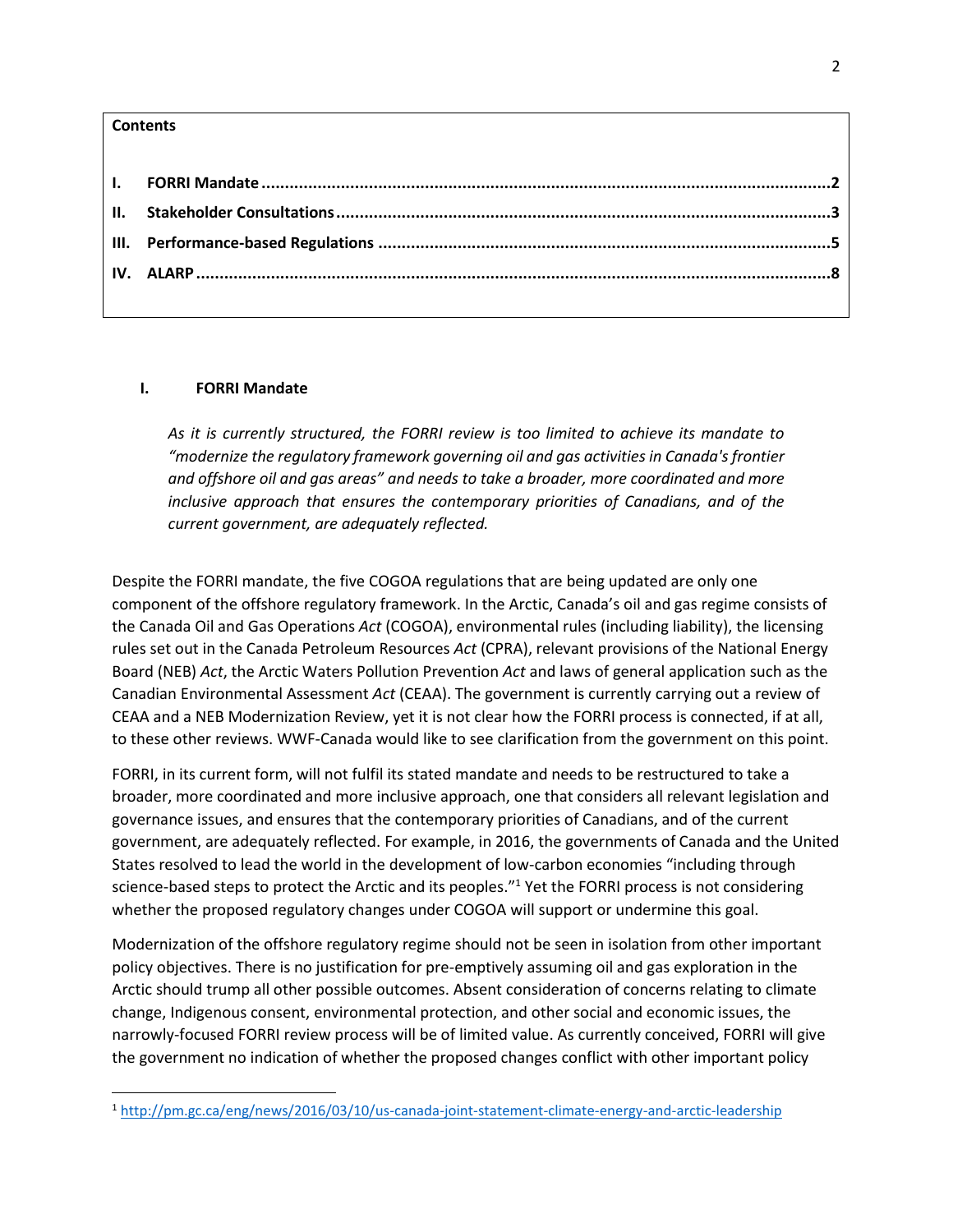**Contents**

| | | |
|---|---|---|
| I. | FORRI Mandate | 2 |
| II. | Stakeholder Consultations | 3 |
| III. | Performance-based Regulations | 5 |
| IV. | ALARP | 8 |

## I. FORRI Mandate

*As it is currently structured, the FORRI review is too limited to achieve its mandate to "modernize the regulatory framework governing oil and gas activities in Canada's frontier and offshore oil and gas areas" and needs to take a broader, more coordinated and more inclusive approach that ensures the contemporary priorities of Canadians, and of the current government, are adequately reflected.*

Despite the FORRI mandate, the five COGOA regulations that are being updated are only one component of the offshore regulatory framework. In the Arctic, Canada's oil and gas regime consists of the Canada Oil and Gas Operations *Act* (COGOA), environmental rules (including liability), the licensing rules set out in the Canada Petroleum Resources *Act* (CPRA), relevant provisions of the National Energy Board (NEB) *Act*, the Arctic Waters Pollution Prevention *Act* and laws of general application such as the Canadian Environmental Assessment *Act* (CEAA). The government is currently carrying out a review of CEAA and a NEB Modernization Review, yet it is not clear how the FORRI process is connected, if at all, to these other reviews. WWF-Canada would like to see clarification from the government on this point.

FORRI, in its current form, will not fulfil its stated mandate and needs to be restructured to take a broader, more coordinated and more inclusive approach, one that considers all relevant legislation and governance issues, and ensures that the contemporary priorities of Canadians, and of the current government, are adequately reflected. For example, in 2016, the governments of Canada and the United States resolved to lead the world in the development of low-carbon economies "including through science-based steps to protect the Arctic and its peoples."[1] Yet the FORRI process is not considering whether the proposed regulatory changes under COGOA will support or undermine this goal.

Modernization of the offshore regulatory regime should not be seen in isolation from other important policy objectives. There is no justification for pre-emptively assuming oil and gas exploration in the Arctic should trump all other possible outcomes. Absent consideration of concerns relating to climate change, Indigenous consent, environmental protection, and other social and economic issues, the narrowly-focused FORRI review process will be of limited value. As currently conceived, FORRI will give the government no indication of whether the proposed changes conflict with other important policy

[1] http://pm.gc.ca/eng/news/2016/03/10/us-canada-joint-statement-climate-energy-and-arctic-leadership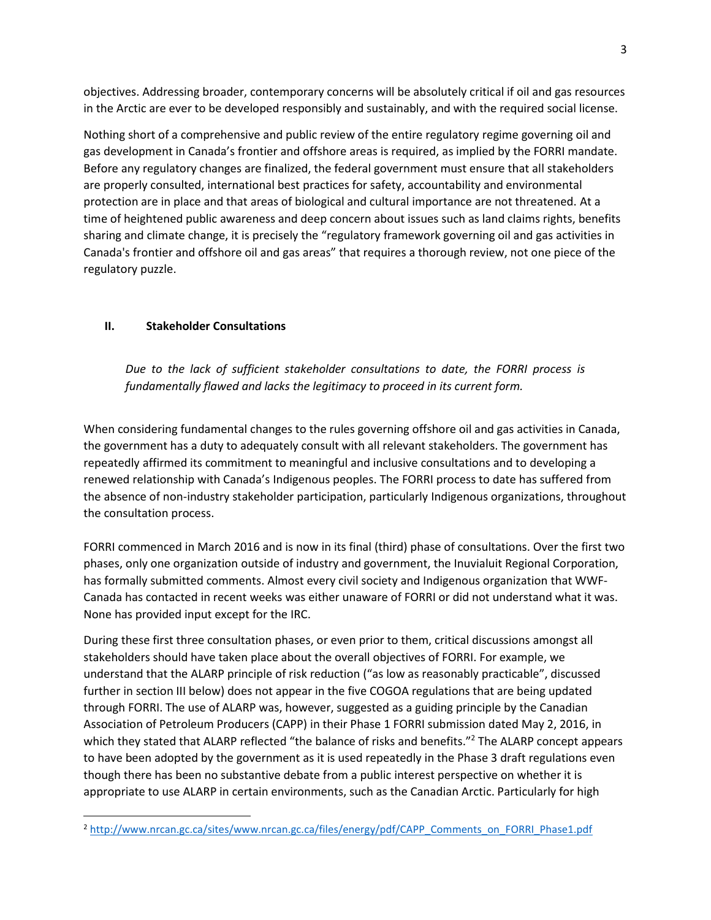objectives. Addressing broader, contemporary concerns will be absolutely critical if oil and gas resources in the Arctic are ever to be developed responsibly and sustainably, and with the required social license.

Nothing short of a comprehensive and public review of the entire regulatory regime governing oil and gas development in Canada's frontier and offshore areas is required, as implied by the FORRI mandate. Before any regulatory changes are finalized, the federal government must ensure that all stakeholders are properly consulted, international best practices for safety, accountability and environmental protection are in place and that areas of biological and cultural importance are not threatened. At a time of heightened public awareness and deep concern about issues such as land claims rights, benefits sharing and climate change, it is precisely the "regulatory framework governing oil and gas activities in Canada's frontier and offshore oil and gas areas" that requires a thorough review, not one piece of the regulatory puzzle.

## II. Stakeholder Consultations

*Due to the lack of sufficient stakeholder consultations to date, the FORRI process is fundamentally flawed and lacks the legitimacy to proceed in its current form.*

When considering fundamental changes to the rules governing offshore oil and gas activities in Canada, the government has a duty to adequately consult with all relevant stakeholders. The government has repeatedly affirmed its commitment to meaningful and inclusive consultations and to developing a renewed relationship with Canada's Indigenous peoples. The FORRI process to date has suffered from the absence of non-industry stakeholder participation, particularly Indigenous organizations, throughout the consultation process.

FORRI commenced in March 2016 and is now in its final (third) phase of consultations. Over the first two phases, only one organization outside of industry and government, the Inuvialuit Regional Corporation, has formally submitted comments. Almost every civil society and Indigenous organization that WWF-Canada has contacted in recent weeks was either unaware of FORRI or did not understand what it was. None has provided input except for the IRC.

During these first three consultation phases, or even prior to them, critical discussions amongst all stakeholders should have taken place about the overall objectives of FORRI. For example, we understand that the ALARP principle of risk reduction ("as low as reasonably practicable", discussed further in section III below) does not appear in the five COGOA regulations that are being updated through FORRI. The use of ALARP was, however, suggested as a guiding principle by the Canadian Association of Petroleum Producers (CAPP) in their Phase 1 FORRI submission dated May 2, 2016, in which they stated that ALARP reflected "the balance of risks and benefits."[2] The ALARP concept appears to have been adopted by the government as it is used repeatedly in the Phase 3 draft regulations even though there has been no substantive debate from a public interest perspective on whether it is appropriate to use ALARP in certain environments, such as the Canadian Arctic. Particularly for high

[2] http://www.nrcan.gc.ca/sites/www.nrcan.gc.ca/files/energy/pdf/CAPP_Comments_on_FORRI_Phase1.pdf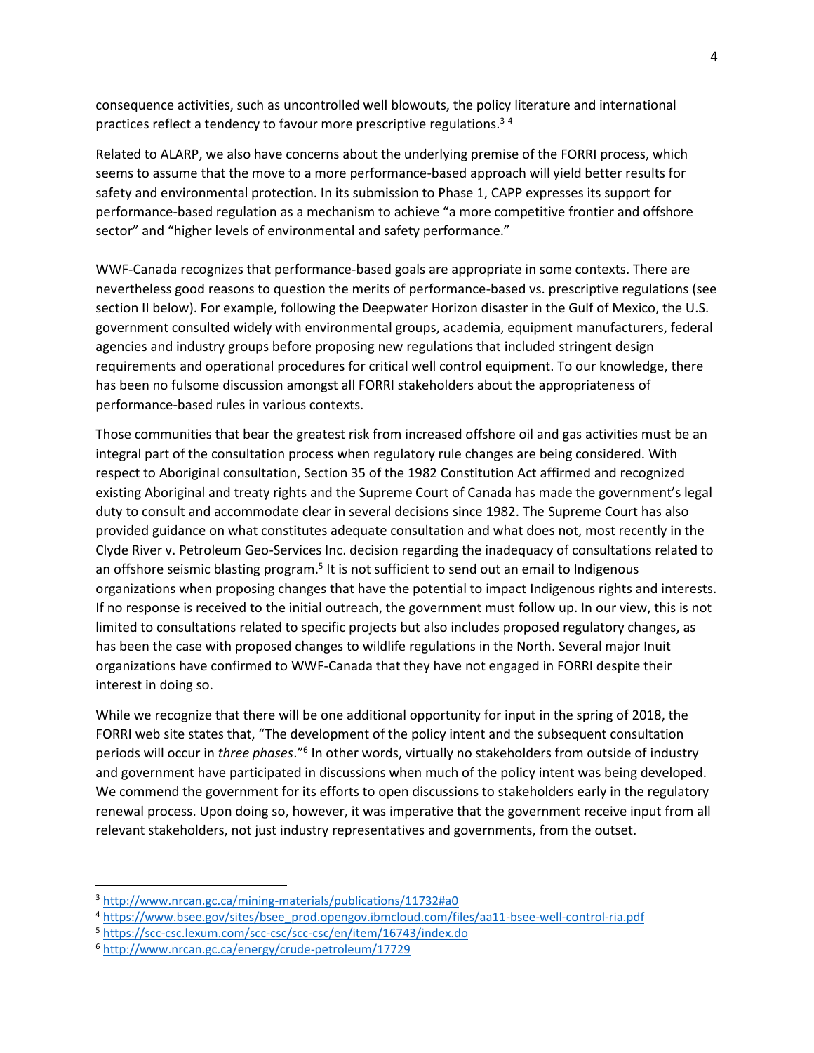consequence activities, such as uncontrolled well blowouts, the policy literature and international practices reflect a tendency to favour more prescriptive regulations.[3] [4]

Related to ALARP, we also have concerns about the underlying premise of the FORRI process, which seems to assume that the move to a more performance-based approach will yield better results for safety and environmental protection. In its submission to Phase 1, CAPP expresses its support for performance-based regulation as a mechanism to achieve "a more competitive frontier and offshore sector" and "higher levels of environmental and safety performance."

WWF-Canada recognizes that performance-based goals are appropriate in some contexts. There are nevertheless good reasons to question the merits of performance-based vs. prescriptive regulations (see section II below). For example, following the Deepwater Horizon disaster in the Gulf of Mexico, the U.S. government consulted widely with environmental groups, academia, equipment manufacturers, federal agencies and industry groups before proposing new regulations that included stringent design requirements and operational procedures for critical well control equipment. To our knowledge, there has been no fulsome discussion amongst all FORRI stakeholders about the appropriateness of performance-based rules in various contexts.

Those communities that bear the greatest risk from increased offshore oil and gas activities must be an integral part of the consultation process when regulatory rule changes are being considered. With respect to Aboriginal consultation, Section 35 of the 1982 Constitution Act affirmed and recognized existing Aboriginal and treaty rights and the Supreme Court of Canada has made the government's legal duty to consult and accommodate clear in several decisions since 1982. The Supreme Court has also provided guidance on what constitutes adequate consultation and what does not, most recently in the Clyde River v. Petroleum Geo-Services Inc. decision regarding the inadequacy of consultations related to an offshore seismic blasting program.[5] It is not sufficient to send out an email to Indigenous organizations when proposing changes that have the potential to impact Indigenous rights and interests. If no response is received to the initial outreach, the government must follow up. In our view, this is not limited to consultations related to specific projects but also includes proposed regulatory changes, as has been the case with proposed changes to wildlife regulations in the North. Several major Inuit organizations have confirmed to WWF-Canada that they have not engaged in FORRI despite their interest in doing so.

While we recognize that there will be one additional opportunity for input in the spring of 2018, the FORRI web site states that, "The development of the policy intent and the subsequent consultation periods will occur in *three phases*."[6] In other words, virtually no stakeholders from outside of industry and government have participated in discussions when much of the policy intent was being developed. We commend the government for its efforts to open discussions to stakeholders early in the regulatory renewal process. Upon doing so, however, it was imperative that the government receive input from all relevant stakeholders, not just industry representatives and governments, from the outset.

---

[3] http://www.nrcan.gc.ca/mining-materials/publications/11732#a0

[4] https://www.bsee.gov/sites/bsee_prod.opengov.ibmcloud.com/files/aa11-bsee-well-control-ria.pdf

[5] https://scc-csc.lexum.com/scc-csc/scc-csc/en/item/16743/index.do

[6] http://www.nrcan.gc.ca/energy/crude-petroleum/17729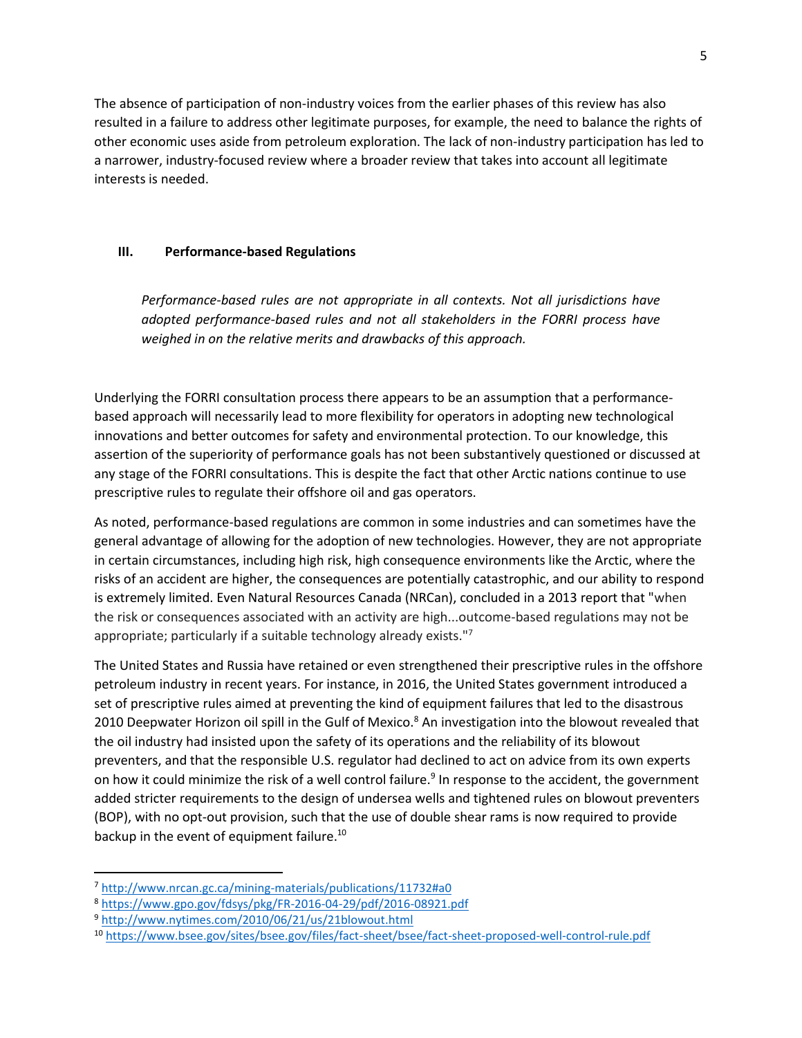The absence of participation of non-industry voices from the earlier phases of this review has also resulted in a failure to address other legitimate purposes, for example, the need to balance the rights of other economic uses aside from petroleum exploration. The lack of non-industry participation has led to a narrower, industry-focused review where a broader review that takes into account all legitimate interests is needed.

## III. Performance-based Regulations

*Performance-based rules are not appropriate in all contexts. Not all jurisdictions have adopted performance-based rules and not all stakeholders in the FORRI process have weighed in on the relative merits and drawbacks of this approach.*

Underlying the FORRI consultation process there appears to be an assumption that a performance-based approach will necessarily lead to more flexibility for operators in adopting new technological innovations and better outcomes for safety and environmental protection. To our knowledge, this assertion of the superiority of performance goals has not been substantively questioned or discussed at any stage of the FORRI consultations. This is despite the fact that other Arctic nations continue to use prescriptive rules to regulate their offshore oil and gas operators.

As noted, performance-based regulations are common in some industries and can sometimes have the general advantage of allowing for the adoption of new technologies. However, they are not appropriate in certain circumstances, including high risk, high consequence environments like the Arctic, where the risks of an accident are higher, the consequences are potentially catastrophic, and our ability to respond is extremely limited. Even Natural Resources Canada (NRCan), concluded in a 2013 report that "when the risk or consequences associated with an activity are high...outcome-based regulations may not be appropriate; particularly if a suitable technology already exists."[7]

The United States and Russia have retained or even strengthened their prescriptive rules in the offshore petroleum industry in recent years. For instance, in 2016, the United States government introduced a set of prescriptive rules aimed at preventing the kind of equipment failures that led to the disastrous 2010 Deepwater Horizon oil spill in the Gulf of Mexico.[8] An investigation into the blowout revealed that the oil industry had insisted upon the safety of its operations and the reliability of its blowout preventers, and that the responsible U.S. regulator had declined to act on advice from its own experts on how it could minimize the risk of a well control failure.[9] In response to the accident, the government added stricter requirements to the design of undersea wells and tightened rules on blowout preventers (BOP), with no opt-out provision, such that the use of double shear rams is now required to provide backup in the event of equipment failure.[10]

---

[7] http://www.nrcan.gc.ca/mining-materials/publications/11732#a0

[8] https://www.gpo.gov/fdsys/pkg/FR-2016-04-29/pdf/2016-08921.pdf

[9] http://www.nytimes.com/2010/06/21/us/21blowout.html

[10] https://www.bsee.gov/sites/bsee.gov/files/fact-sheet/bsee/fact-sheet-proposed-well-control-rule.pdf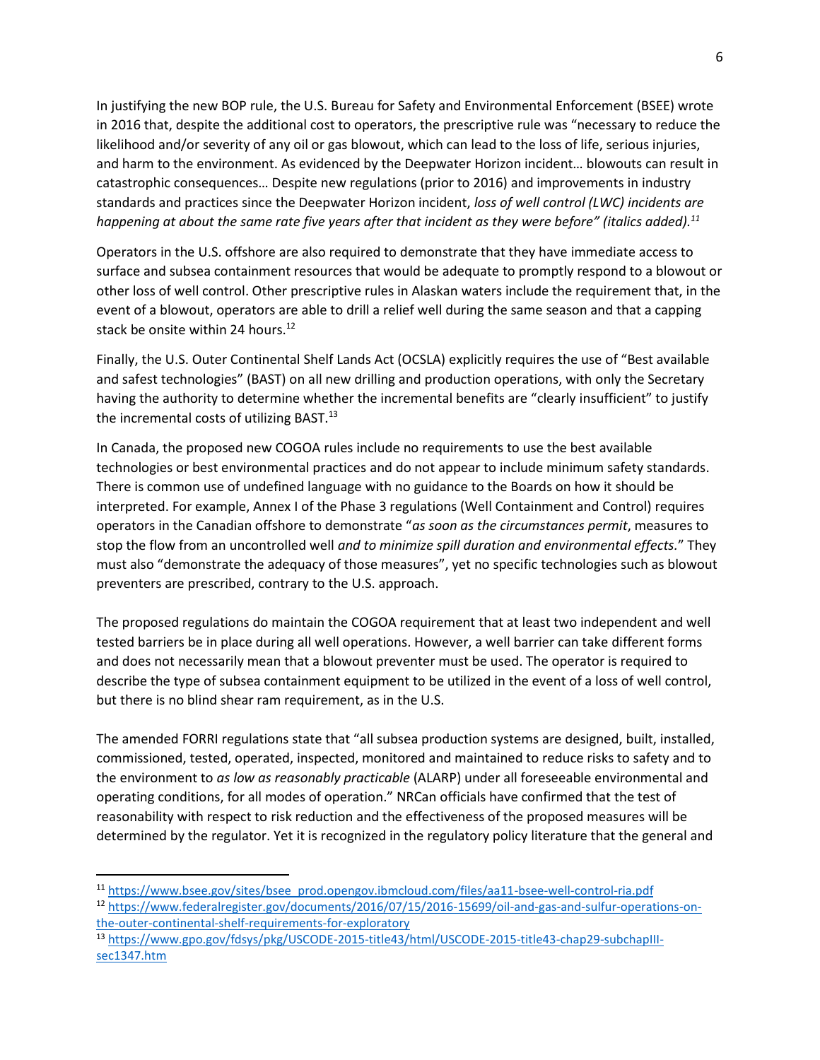In justifying the new BOP rule, the U.S. Bureau for Safety and Environmental Enforcement (BSEE) wrote in 2016 that, despite the additional cost to operators, the prescriptive rule was "necessary to reduce the likelihood and/or severity of any oil or gas blowout, which can lead to the loss of life, serious injuries, and harm to the environment. As evidenced by the Deepwater Horizon incident… blowouts can result in catastrophic consequences… Despite new regulations (prior to 2016) and improvements in industry standards and practices since the Deepwater Horizon incident, *loss of well control (LWC) incidents are happening at about the same rate five years after that incident as they were before" (italics added).*[11]

Operators in the U.S. offshore are also required to demonstrate that they have immediate access to surface and subsea containment resources that would be adequate to promptly respond to a blowout or other loss of well control. Other prescriptive rules in Alaskan waters include the requirement that, in the event of a blowout, operators are able to drill a relief well during the same season and that a capping stack be onsite within 24 hours.[12]

Finally, the U.S. Outer Continental Shelf Lands Act (OCSLA) explicitly requires the use of "Best available and safest technologies" (BAST) on all new drilling and production operations, with only the Secretary having the authority to determine whether the incremental benefits are "clearly insufficient" to justify the incremental costs of utilizing BAST.[13]

In Canada, the proposed new COGOA rules include no requirements to use the best available technologies or best environmental practices and do not appear to include minimum safety standards. There is common use of undefined language with no guidance to the Boards on how it should be interpreted. For example, Annex I of the Phase 3 regulations (Well Containment and Control) requires operators in the Canadian offshore to demonstrate "*as soon as the circumstances permit*, measures to stop the flow from an uncontrolled well *and to minimize spill duration and environmental effects*." They must also "demonstrate the adequacy of those measures", yet no specific technologies such as blowout preventers are prescribed, contrary to the U.S. approach.

The proposed regulations do maintain the COGOA requirement that at least two independent and well tested barriers be in place during all well operations. However, a well barrier can take different forms and does not necessarily mean that a blowout preventer must be used. The operator is required to describe the type of subsea containment equipment to be utilized in the event of a loss of well control, but there is no blind shear ram requirement, as in the U.S.

The amended FORRI regulations state that "all subsea production systems are designed, built, installed, commissioned, tested, operated, inspected, monitored and maintained to reduce risks to safety and to the environment to *as low as reasonably practicable* (ALARP) under all foreseeable environmental and operating conditions, for all modes of operation." NRCan officials have confirmed that the test of reasonability with respect to risk reduction and the effectiveness of the proposed measures will be determined by the regulator. Yet it is recognized in the regulatory policy literature that the general and

---

[11] https://www.bsee.gov/sites/bsee_prod.opengov.ibmcloud.com/files/aa11-bsee-well-control-ria.pdf

[12] https://www.federalregister.gov/documents/2016/07/15/2016-15699/oil-and-gas-and-sulfur-operations-on-the-outer-continental-shelf-requirements-for-exploratory

[13] https://www.gpo.gov/fdsys/pkg/USCODE-2015-title43/html/USCODE-2015-title43-chap29-subchapIII-sec1347.htm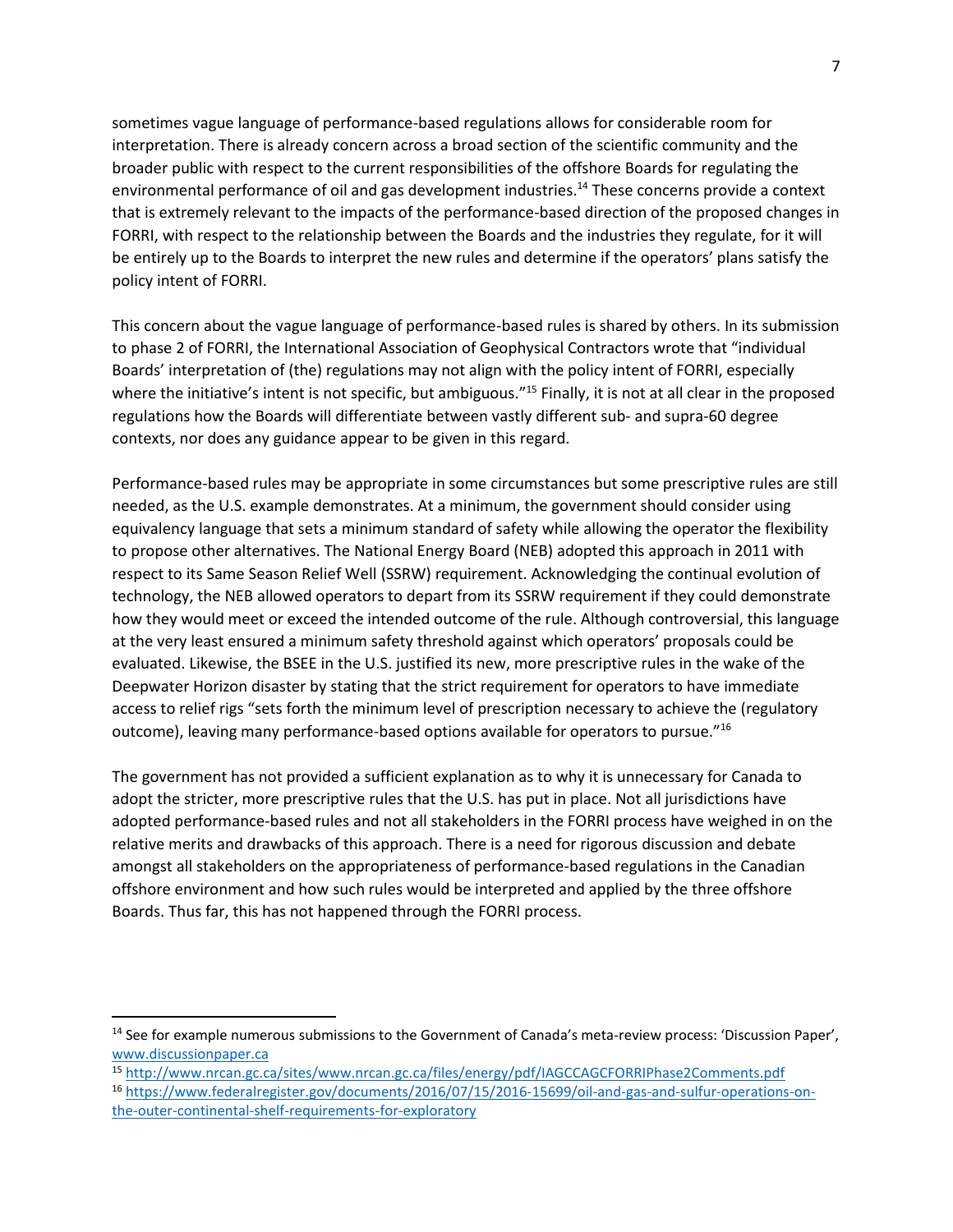sometimes vague language of performance-based regulations allows for considerable room for interpretation. There is already concern across a broad section of the scientific community and the broader public with respect to the current responsibilities of the offshore Boards for regulating the environmental performance of oil and gas development industries.[14] These concerns provide a context that is extremely relevant to the impacts of the performance-based direction of the proposed changes in FORRI, with respect to the relationship between the Boards and the industries they regulate, for it will be entirely up to the Boards to interpret the new rules and determine if the operators' plans satisfy the policy intent of FORRI.

This concern about the vague language of performance-based rules is shared by others. In its submission to phase 2 of FORRI, the International Association of Geophysical Contractors wrote that "individual Boards' interpretation of (the) regulations may not align with the policy intent of FORRI, especially where the initiative's intent is not specific, but ambiguous."[15] Finally, it is not at all clear in the proposed regulations how the Boards will differentiate between vastly different sub- and supra-60 degree contexts, nor does any guidance appear to be given in this regard.

Performance-based rules may be appropriate in some circumstances but some prescriptive rules are still needed, as the U.S. example demonstrates. At a minimum, the government should consider using equivalency language that sets a minimum standard of safety while allowing the operator the flexibility to propose other alternatives. The National Energy Board (NEB) adopted this approach in 2011 with respect to its Same Season Relief Well (SSRW) requirement. Acknowledging the continual evolution of technology, the NEB allowed operators to depart from its SSRW requirement if they could demonstrate how they would meet or exceed the intended outcome of the rule. Although controversial, this language at the very least ensured a minimum safety threshold against which operators' proposals could be evaluated. Likewise, the BSEE in the U.S. justified its new, more prescriptive rules in the wake of the Deepwater Horizon disaster by stating that the strict requirement for operators to have immediate access to relief rigs "sets forth the minimum level of prescription necessary to achieve the (regulatory outcome), leaving many performance-based options available for operators to pursue."[16]

The government has not provided a sufficient explanation as to why it is unnecessary for Canada to adopt the stricter, more prescriptive rules that the U.S. has put in place. Not all jurisdictions have adopted performance-based rules and not all stakeholders in the FORRI process have weighed in on the relative merits and drawbacks of this approach. There is a need for rigorous discussion and debate amongst all stakeholders on the appropriateness of performance-based regulations in the Canadian offshore environment and how such rules would be interpreted and applied by the three offshore Boards. Thus far, this has not happened through the FORRI process.

---

[14] See for example numerous submissions to the Government of Canada's meta-review process: 'Discussion Paper', www.discussionpaper.ca

[15] http://www.nrcan.gc.ca/sites/www.nrcan.gc.ca/files/energy/pdf/IAGCCAGCFORRIPhase2Comments.pdf

[16] https://www.federalregister.gov/documents/2016/07/15/2016-15699/oil-and-gas-and-sulfur-operations-on-the-outer-continental-shelf-requirements-for-exploratory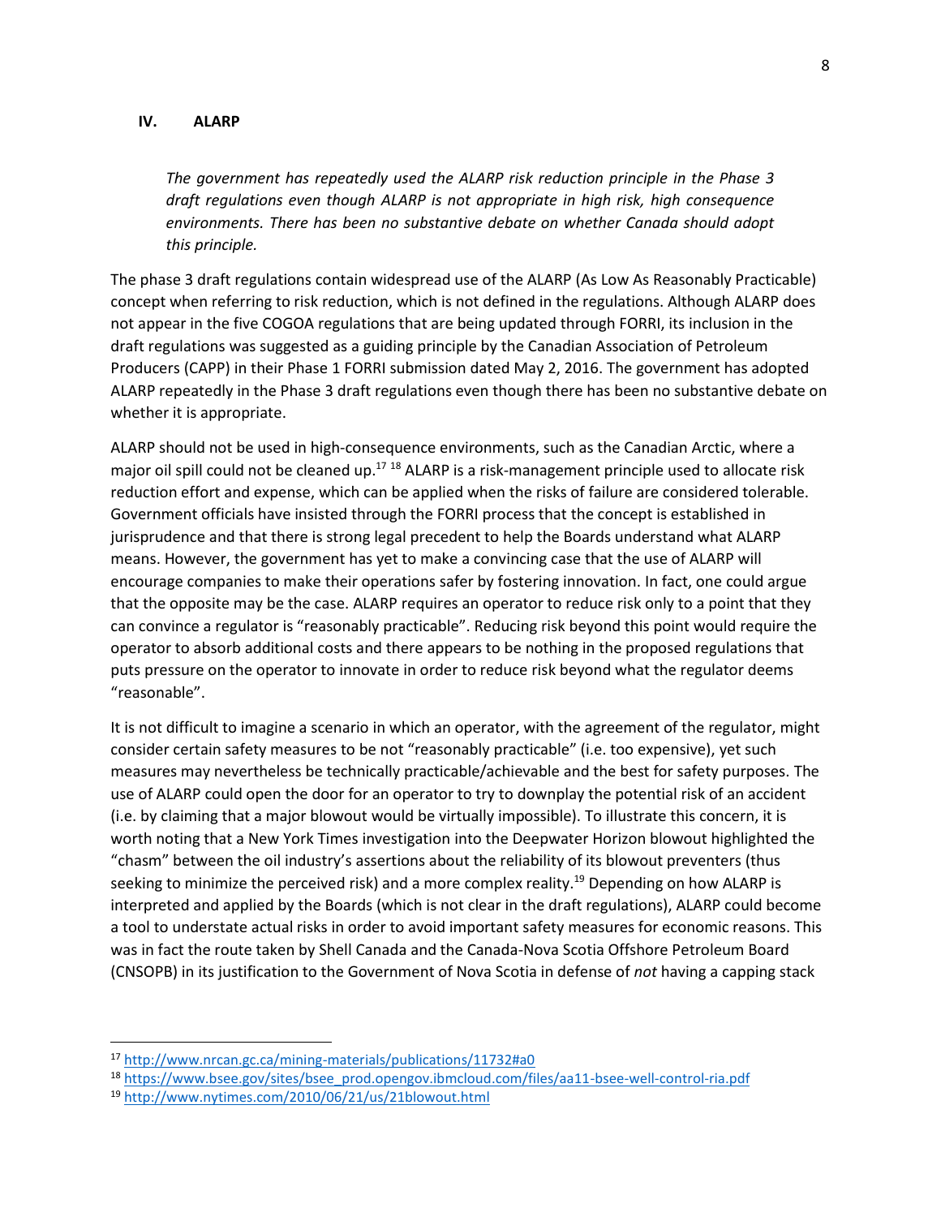## IV. ALARP

*The government has repeatedly used the ALARP risk reduction principle in the Phase 3 draft regulations even though ALARP is not appropriate in high risk, high consequence environments. There has been no substantive debate on whether Canada should adopt this principle.*

The phase 3 draft regulations contain widespread use of the ALARP (As Low As Reasonably Practicable) concept when referring to risk reduction, which is not defined in the regulations. Although ALARP does not appear in the five COGOA regulations that are being updated through FORRI, its inclusion in the draft regulations was suggested as a guiding principle by the Canadian Association of Petroleum Producers (CAPP) in their Phase 1 FORRI submission dated May 2, 2016. The government has adopted ALARP repeatedly in the Phase 3 draft regulations even though there has been no substantive debate on whether it is appropriate.

ALARP should not be used in high-consequence environments, such as the Canadian Arctic, where a major oil spill could not be cleaned up.[17] [18] ALARP is a risk-management principle used to allocate risk reduction effort and expense, which can be applied when the risks of failure are considered tolerable. Government officials have insisted through the FORRI process that the concept is established in jurisprudence and that there is strong legal precedent to help the Boards understand what ALARP means. However, the government has yet to make a convincing case that the use of ALARP will encourage companies to make their operations safer by fostering innovation. In fact, one could argue that the opposite may be the case. ALARP requires an operator to reduce risk only to a point that they can convince a regulator is "reasonably practicable". Reducing risk beyond this point would require the operator to absorb additional costs and there appears to be nothing in the proposed regulations that puts pressure on the operator to innovate in order to reduce risk beyond what the regulator deems "reasonable".

It is not difficult to imagine a scenario in which an operator, with the agreement of the regulator, might consider certain safety measures to be not "reasonably practicable" (i.e. too expensive), yet such measures may nevertheless be technically practicable/achievable and the best for safety purposes. The use of ALARP could open the door for an operator to try to downplay the potential risk of an accident (i.e. by claiming that a major blowout would be virtually impossible). To illustrate this concern, it is worth noting that a New York Times investigation into the Deepwater Horizon blowout highlighted the "chasm" between the oil industry's assertions about the reliability of its blowout preventers (thus seeking to minimize the perceived risk) and a more complex reality.[19] Depending on how ALARP is interpreted and applied by the Boards (which is not clear in the draft regulations), ALARP could become a tool to understate actual risks in order to avoid important safety measures for economic reasons. This was in fact the route taken by Shell Canada and the Canada-Nova Scotia Offshore Petroleum Board (CNSOPB) in its justification to the Government of Nova Scotia in defense of *not* having a capping stack

---

[17] http://www.nrcan.gc.ca/mining-materials/publications/11732#a0

[18] https://www.bsee.gov/sites/bsee_prod.opengov.ibmcloud.com/files/aa11-bsee-well-control-ria.pdf

[19] http://www.nytimes.com/2010/06/21/us/21blowout.html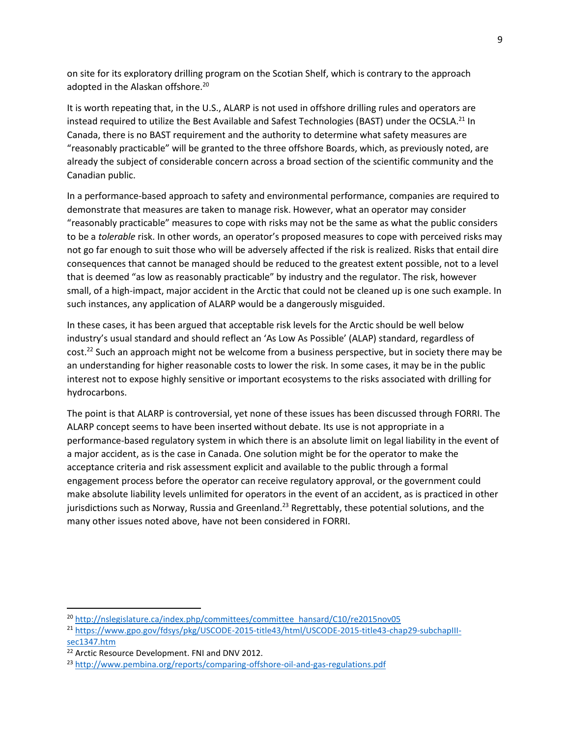on site for its exploratory drilling program on the Scotian Shelf, which is contrary to the approach adopted in the Alaskan offshore.[20]

It is worth repeating that, in the U.S., ALARP is not used in offshore drilling rules and operators are instead required to utilize the Best Available and Safest Technologies (BAST) under the OCSLA.[21] In Canada, there is no BAST requirement and the authority to determine what safety measures are "reasonably practicable" will be granted to the three offshore Boards, which, as previously noted, are already the subject of considerable concern across a broad section of the scientific community and the Canadian public.

In a performance-based approach to safety and environmental performance, companies are required to demonstrate that measures are taken to manage risk. However, what an operator may consider "reasonably practicable" measures to cope with risks may not be the same as what the public considers to be a *tolerable* risk. In other words, an operator's proposed measures to cope with perceived risks may not go far enough to suit those who will be adversely affected if the risk is realized. Risks that entail dire consequences that cannot be managed should be reduced to the greatest extent possible, not to a level that is deemed "as low as reasonably practicable" by industry and the regulator. The risk, however small, of a high-impact, major accident in the Arctic that could not be cleaned up is one such example. In such instances, any application of ALARP would be a dangerously misguided.

In these cases, it has been argued that acceptable risk levels for the Arctic should be well below industry's usual standard and should reflect an 'As Low As Possible' (ALAP) standard, regardless of cost.[22] Such an approach might not be welcome from a business perspective, but in society there may be an understanding for higher reasonable costs to lower the risk. In some cases, it may be in the public interest not to expose highly sensitive or important ecosystems to the risks associated with drilling for hydrocarbons.

The point is that ALARP is controversial, yet none of these issues has been discussed through FORRI. The ALARP concept seems to have been inserted without debate. Its use is not appropriate in a performance-based regulatory system in which there is an absolute limit on legal liability in the event of a major accident, as is the case in Canada. One solution might be for the operator to make the acceptance criteria and risk assessment explicit and available to the public through a formal engagement process before the operator can receive regulatory approval, or the government could make absolute liability levels unlimited for operators in the event of an accident, as is practiced in other jurisdictions such as Norway, Russia and Greenland.[23] Regrettably, these potential solutions, and the many other issues noted above, have not been considered in FORRI.

---

[20] http://nslegislature.ca/index.php/committees/committee_hansard/C10/re2015nov05

[21] https://www.gpo.gov/fdsys/pkg/USCODE-2015-title43/html/USCODE-2015-title43-chap29-subchapIII-sec1347.htm

[22] Arctic Resource Development. FNI and DNV 2012.

[23] http://www.pembina.org/reports/comparing-offshore-oil-and-gas-regulations.pdf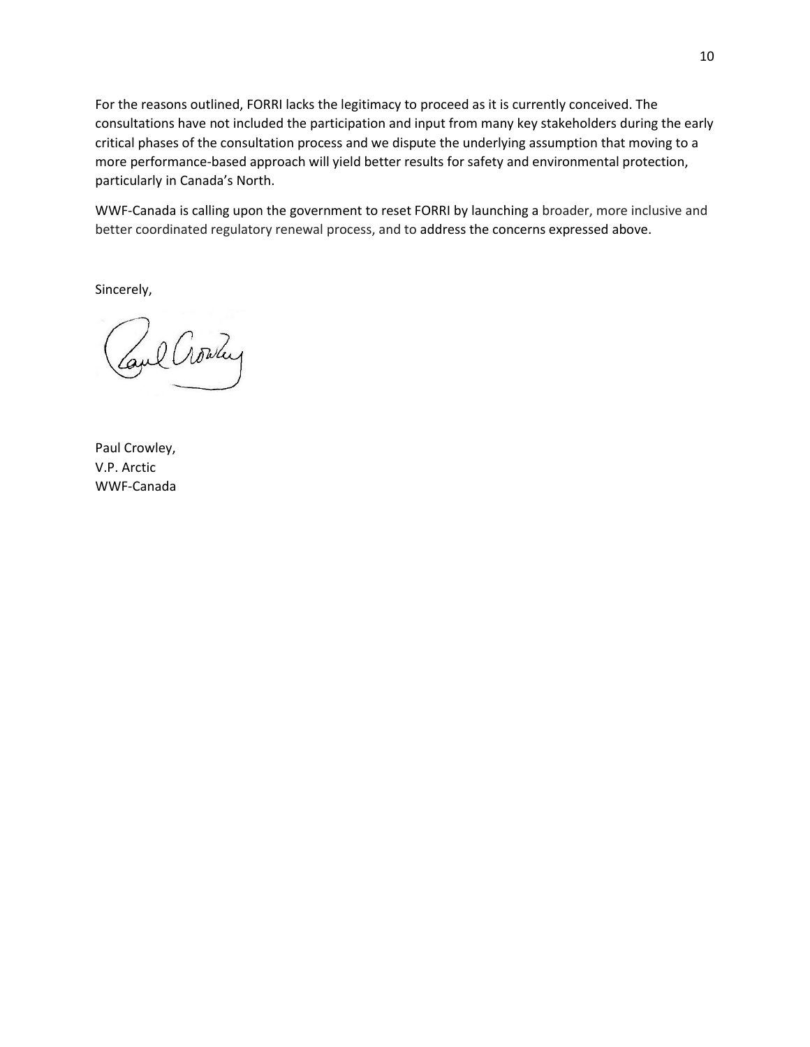For the reasons outlined, FORRI lacks the legitimacy to proceed as it is currently conceived. The consultations have not included the participation and input from many key stakeholders during the early critical phases of the consultation process and we dispute the underlying assumption that moving to a more performance-based approach will yield better results for safety and environmental protection, particularly in Canada's North.

WWF-Canada is calling upon the government to reset FORRI by launching a broader, more inclusive and better coordinated regulatory renewal process, and to address the concerns expressed above.

Sincerely,

Paul Crowley,
V.P. Arctic
WWF-Canada